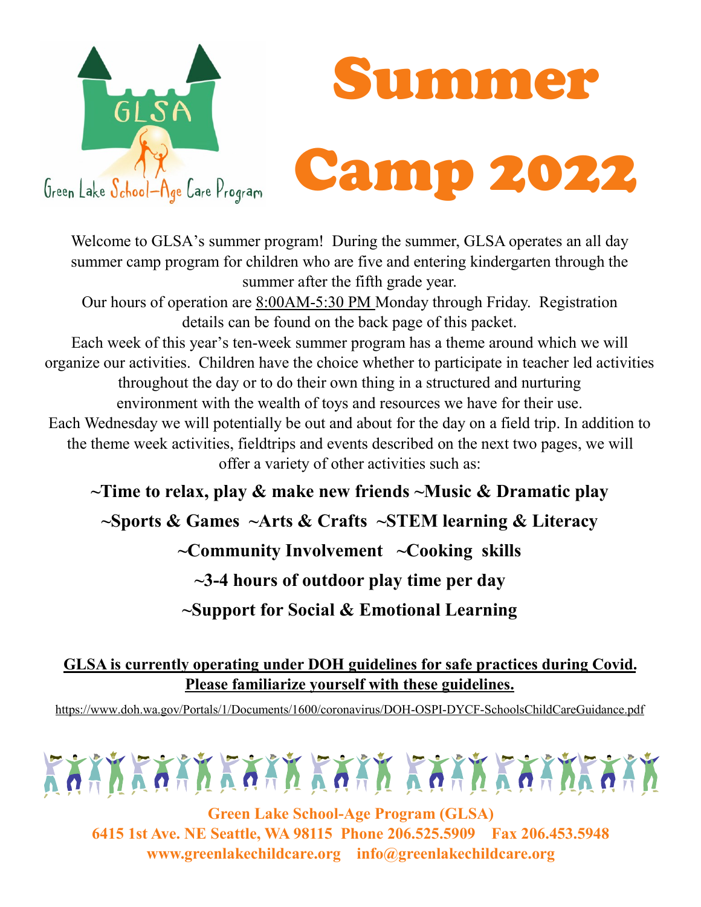GLSA

Green Lake School-Age Care Program

# Summer Camp 2022

Welcome to GLSA's summer program! During the summer, GLSA operates an all day summer camp program for children who are five and entering kindergarten through the summer after the fifth grade year.

Our hours of operation are 8:00AM-5:30 PM Monday through Friday. Registration details can be found on the back page of this packet.

Each week of this year's ten-week summer program has a theme around which we will organize our activities. Children have the choice whether to participate in teacher led activities throughout the day or to do their own thing in a structured and nurturing environment with the wealth of toys and resources we have for their use.

Each Wednesday we will potentially be out and about for the day on a field trip. In addition to the theme week activities, fieldtrips and events described on the next two pages, we will offer a variety of other activities such as:

**~Time to relax, play & make new friends ~Music & Dramatic play**

**~Sports & Games ~Arts & Crafts ~STEM learning & Literacy**

**~Community Involvement ~Cooking skills**

**~3-4 hours of outdoor play time per day**

**~Support for Social & Emotional Learning**

**GLSA is currently operating under DOH guidelines for safe practices during Covid. Please familiarize yourself with these guidelines.**

https://www.doh.wa.gov/Portals/1/Documents/1600/coronavirus/DOH-OSPI-DYCF-SchoolsChildCareGuidance.pdf

**Green Lake School-Age Program (GLSA)**
**6415 1st Ave. NE Seattle, WA 98115 Phone 206.525.5909 Fax 206.453.5948**
**www.greenlakechildcare.org info@greenlakechildcare.org**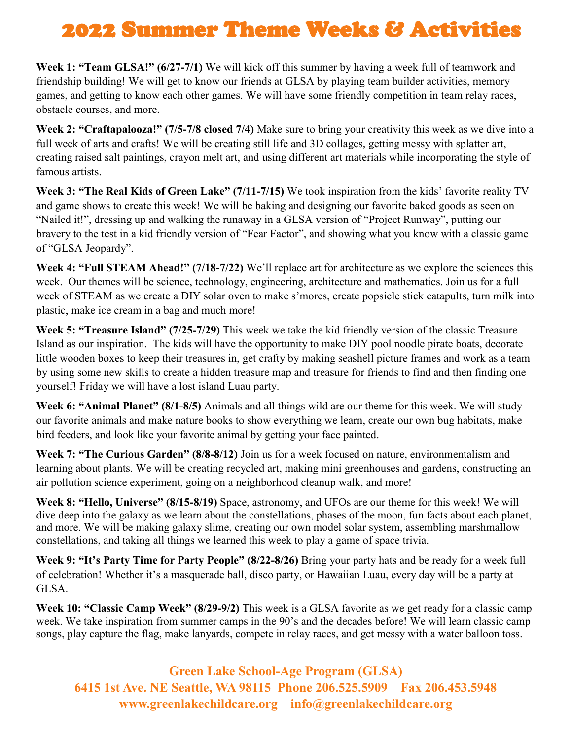# 2022 Summer Theme Weeks & Activities

**Week 1: "Team GLSA!" (6/27-7/1)** We will kick off this summer by having a week full of teamwork and friendship building! We will get to know our friends at GLSA by playing team builder activities, memory games, and getting to know each other games. We will have some friendly competition in team relay races, obstacle courses, and more.

**Week 2: "Craftapalooza!" (7/5-7/8 closed 7/4)** Make sure to bring your creativity this week as we dive into a full week of arts and crafts! We will be creating still life and 3D collages, getting messy with splatter art, creating raised salt paintings, crayon melt art, and using different art materials while incorporating the style of famous artists.

**Week 3: "The Real Kids of Green Lake" (7/11-7/15)** We took inspiration from the kids' favorite reality TV and game shows to create this week! We will be baking and designing our favorite baked goods as seen on "Nailed it!", dressing up and walking the runaway in a GLSA version of "Project Runway", putting our bravery to the test in a kid friendly version of "Fear Factor", and showing what you know with a classic game of "GLSA Jeopardy".

**Week 4: "Full STEAM Ahead!" (7/18-7/22)** We'll replace art for architecture as we explore the sciences this week. Our themes will be science, technology, engineering, architecture and mathematics. Join us for a full week of STEAM as we create a DIY solar oven to make s'mores, create popsicle stick catapults, turn milk into plastic, make ice cream in a bag and much more!

**Week 5: "Treasure Island" (7/25-7/29)** This week we take the kid friendly version of the classic Treasure Island as our inspiration. The kids will have the opportunity to make DIY pool noodle pirate boats, decorate little wooden boxes to keep their treasures in, get crafty by making seashell picture frames and work as a team by using some new skills to create a hidden treasure map and treasure for friends to find and then finding one yourself! Friday we will have a lost island Luau party.

**Week 6: "Animal Planet" (8/1-8/5)** Animals and all things wild are our theme for this week. We will study our favorite animals and make nature books to show everything we learn, create our own bug habitats, make bird feeders, and look like your favorite animal by getting your face painted.

**Week 7: "The Curious Garden" (8/8-8/12)** Join us for a week focused on nature, environmentalism and learning about plants. We will be creating recycled art, making mini greenhouses and gardens, constructing an air pollution science experiment, going on a neighborhood cleanup walk, and more!

**Week 8: "Hello, Universe" (8/15-8/19)** Space, astronomy, and UFOs are our theme for this week! We will dive deep into the galaxy as we learn about the constellations, phases of the moon, fun facts about each planet, and more. We will be making galaxy slime, creating our own model solar system, assembling marshmallow constellations, and taking all things we learned this week to play a game of space trivia.

**Week 9: "It's Party Time for Party People" (8/22-8/26)** Bring your party hats and be ready for a week full of celebration! Whether it's a masquerade ball, disco party, or Hawaiian Luau, every day will be a party at GLSA.

**Week 10: "Classic Camp Week" (8/29-9/2)** This week is a GLSA favorite as we get ready for a classic camp week. We take inspiration from summer camps in the 90's and the decades before! We will learn classic camp songs, play capture the flag, make lanyards, compete in relay races, and get messy with a water balloon toss.

**Green Lake School-Age Program (GLSA)**
**6415 1st Ave. NE Seattle, WA 98115 Phone 206.525.5909 Fax 206.453.5948**
**www.greenlakechildcare.org info@greenlakechildcare.org**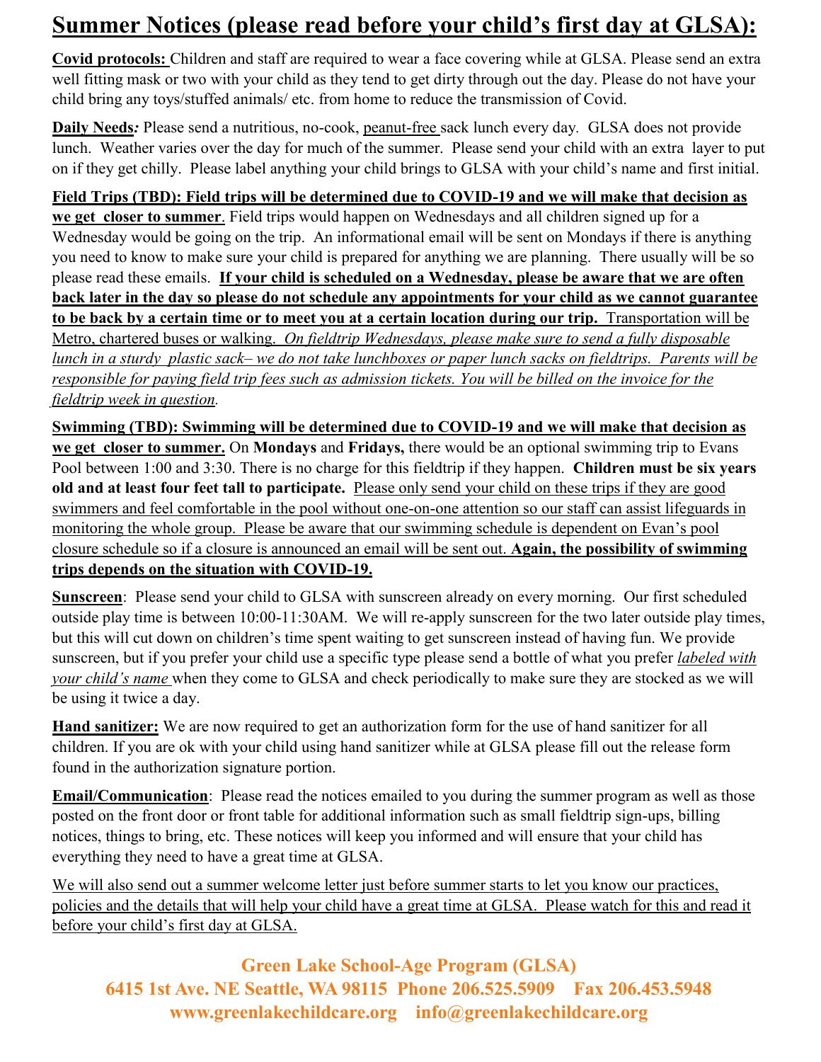# Summer Notices (please read before your child's first day at GLSA):

**Covid protocols:** Children and staff are required to wear a face covering while at GLSA. Please send an extra well fitting mask or two with your child as they tend to get dirty through out the day. Please do not have your child bring any toys/stuffed animals/ etc. from home to reduce the transmission of Covid.

**Daily Needs*:*** Please send a nutritious, no-cook, peanut-free sack lunch every day. GLSA does not provide lunch. Weather varies over the day for much of the summer. Please send your child with an extra layer to put on if they get chilly. Please label anything your child brings to GLSA with your child's name and first initial.

**Field Trips (TBD): Field trips will be determined due to COVID-19 and we will make that decision as we get closer to summer**. Field trips would happen on Wednesdays and all children signed up for a Wednesday would be going on the trip. An informational email will be sent on Mondays if there is anything you need to know to make sure your child is prepared for anything we are planning. There usually will be so please read these emails. **If your child is scheduled on a Wednesday, please be aware that we are often back later in the day so please do not schedule any appointments for your child as we cannot guarantee to be back by a certain time or to meet you at a certain location during our trip.** Transportation will be Metro, chartered buses or walking. *On fieldtrip Wednesdays, please make sure to send a fully disposable lunch in a sturdy plastic sack– we do not take lunchboxes or paper lunch sacks on fieldtrips. Parents will be responsible for paying field trip fees such as admission tickets. You will be billed on the invoice for the fieldtrip week in question.*

**Swimming (TBD): Swimming will be determined due to COVID-19 and we will make that decision as we get closer to summer.** On **Mondays** and **Fridays,** there would be an optional swimming trip to Evans Pool between 1:00 and 3:30. There is no charge for this fieldtrip if they happen. **Children must be six years old and at least four feet tall to participate.** Please only send your child on these trips if they are good swimmers and feel comfortable in the pool without one-on-one attention so our staff can assist lifeguards in monitoring the whole group. Please be aware that our swimming schedule is dependent on Evan's pool closure schedule so if a closure is announced an email will be sent out. **Again, the possibility of swimming trips depends on the situation with COVID-19.**

**Sunscreen**: Please send your child to GLSA with sunscreen already on every morning. Our first scheduled outside play time is between 10:00-11:30AM. We will re-apply sunscreen for the two later outside play times, but this will cut down on children's time spent waiting to get sunscreen instead of having fun. We provide sunscreen, but if you prefer your child use a specific type please send a bottle of what you prefer *labeled with your child's name* when they come to GLSA and check periodically to make sure they are stocked as we will be using it twice a day.

**Hand sanitizer:** We are now required to get an authorization form for the use of hand sanitizer for all children. If you are ok with your child using hand sanitizer while at GLSA please fill out the release form found in the authorization signature portion.

**Email/Communication**: Please read the notices emailed to you during the summer program as well as those posted on the front door or front table for additional information such as small fieldtrip sign-ups, billing notices, things to bring, etc. These notices will keep you informed and will ensure that your child has everything they need to have a great time at GLSA.

We will also send out a summer welcome letter just before summer starts to let you know our practices, policies and the details that will help your child have a great time at GLSA. Please watch for this and read it before your child's first day at GLSA.

**Green Lake School-Age Program (GLSA)**
**6415 1st Ave. NE Seattle, WA 98115 Phone 206.525.5909 Fax 206.453.5948**
**www.greenlakechildcare.org info@greenlakechildcare.org**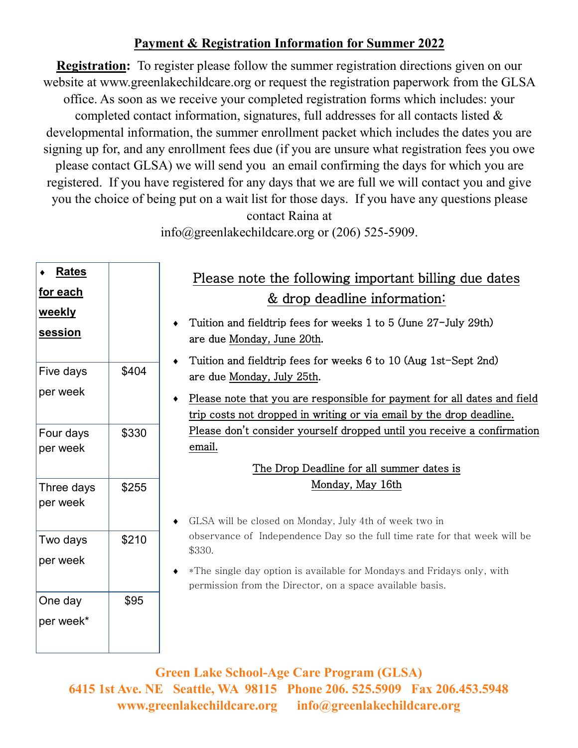## Payment & Registration Information for Summer 2022

**Registration:** To register please follow the summer registration directions given on our website at www.greenlakechildcare.org or request the registration paperwork from the GLSA office. As soon as we receive your completed registration forms which includes: your completed contact information, signatures, full addresses for all contacts listed & developmental information, the summer enrollment packet which includes the dates you are signing up for, and any enrollment fees due (if you are unsure what registration fees you owe please contact GLSA) we will send you an email confirming the days for which you are registered. If you have registered for any days that we are full we will contact you and give you the choice of being put on a wait list for those days. If you have any questions please contact Raina at info@greenlakechildcare.org or (206) 525-5909.

| ♦ **Rates for each weekly session** | |
|---|---|
| Five days per week | $404 |
| Four days per week | $330 |
| Three days per week | $255 |
| Two days per week | $210 |
| One day per week* | $95 |

### Please note the following important billing due dates & drop deadline information:

- Tuition and fieldtrip fees for weeks 1 to 5 (June 27-July 29th) are due Monday, June 20th.
- Tuition and fieldtrip fees for weeks 6 to 10 (Aug 1st-Sept 2nd) are due Monday, July 25th.
- Please note that you are responsible for payment for all dates and field trip costs not dropped in writing or via email by the drop deadline. Please don't consider yourself dropped until you receive a confirmation email.

The Drop Deadline for all summer dates is Monday, May 16th

- GLSA will be closed on Monday, July 4th of week two in observance of Independence Day so the full time rate for that week will be $330.
- *The single day option is available for Mondays and Fridays only, with permission from the Director, on a space available basis.

**Green Lake School-Age Care Program (GLSA)**
**6415 1st Ave. NE Seattle, WA 98115 Phone 206. 525.5909 Fax 206.453.5948**
**www.greenlakechildcare.org info@greenlakechildcare.org**